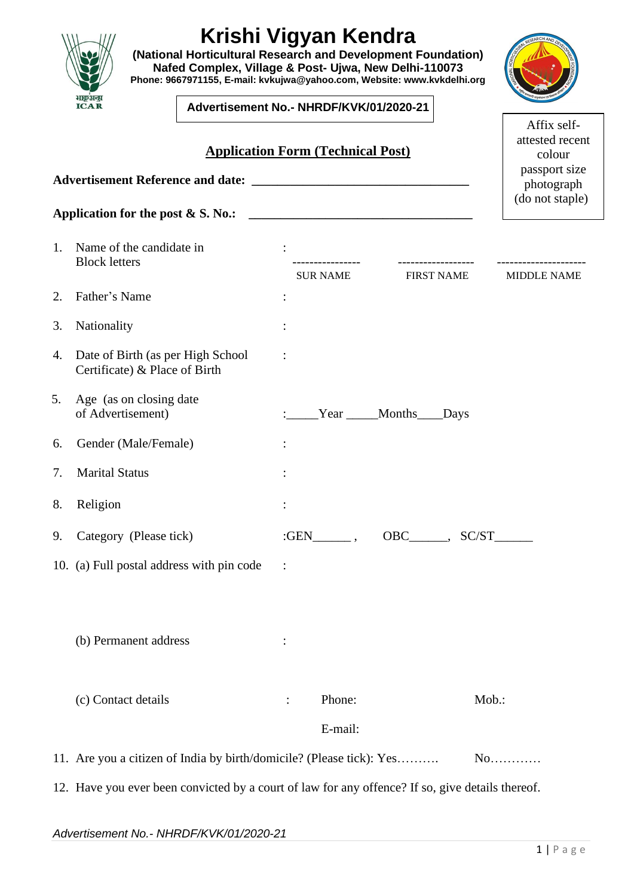# Krishi Vigyan Kendra

**(National Horticultural Research and Development Foundation)**
**Nafed Complex, Village & Post- Ujwa, New Delhi-110073**
**Phone: 9667971155, E-mail: kvkujwa@yahoo.com, Website: www.kvkdelhi.org**

**Advertisement No.- NHRDF/KVK/01/2020-21**

Affix self-attested recent colour passport size photograph (do not staple)

## Application Form (Technical Post)

**Advertisement Reference and date:** ________________________________

**Application for the post & S. No.:** ________________________________

1. Name of the candidate in Block letters : ---------------- (SUR NAME) ----------------- (FIRST NAME) --------------------- (MIDDLE NAME)
2. Father's Name :
3. Nationality :
4. Date of Birth (as per High School Certificate) & Place of Birth :
5. Age (as on closing date of Advertisement) : _____Year _____Months____Days
6. Gender (Male/Female) :
7. Marital Status :
8. Religion :
9. Category (Please tick) : GEN______ , OBC______, SC/ST______
10. (a) Full postal address with pin code :

    (b) Permanent address :

    (c) Contact details : Phone: Mob.:

    E-mail:
11. Are you a citizen of India by birth/domicile? (Please tick): Yes………. No…………
12. Have you ever been convicted by a court of law for any offence? If so, give details thereof.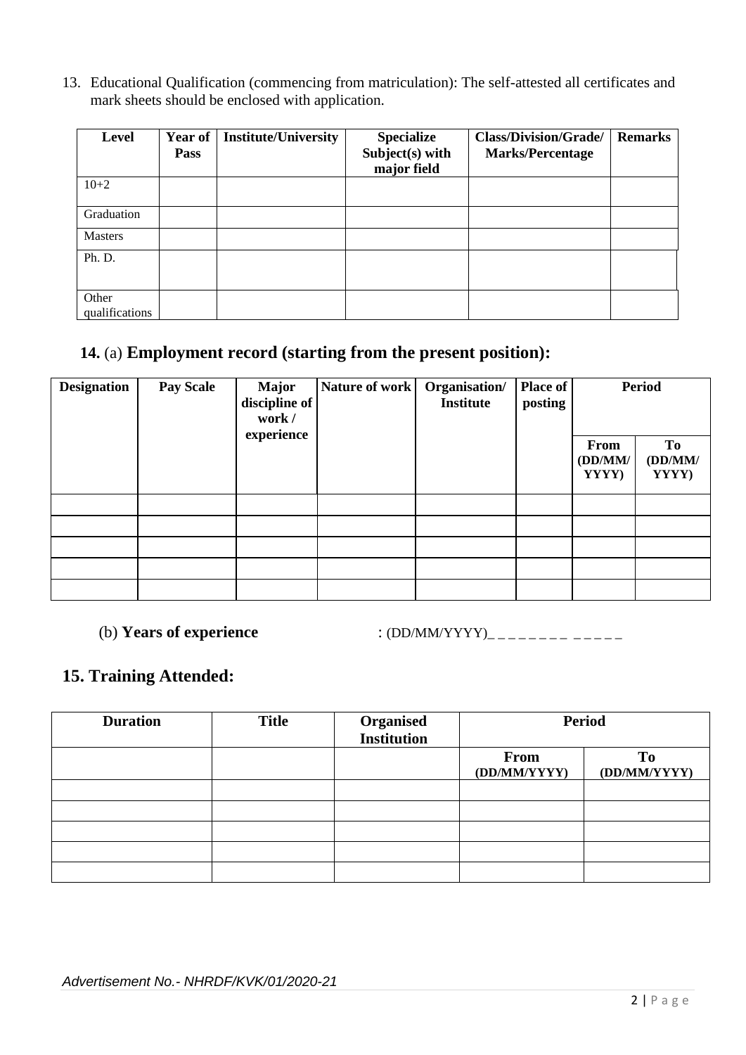13. Educational Qualification (commencing from matriculation): The self-attested all certificates and mark sheets should be enclosed with application.

| Level | Year of Pass | Institute/University | Specialize Subject(s) with major field | Class/Division/Grade/ Marks/Percentage | Remarks |
|---|---|---|---|---|---|
| 10+2 | | | | | |
| Graduation | | | | | |
| Masters | | | | | |
| Ph. D. | | | | | |
| Other qualifications | | | | | |

## 14. (a) Employment record (starting from the present position):

| Designation | Pay Scale | Major discipline of work / experience | Nature of work | Organisation/ Institute | Place of posting | Period | |
|---|---|---|---|---|---|---|---|
| | | | | | | From (DD/MM/ YYYY) | To (DD/MM/ YYYY) |
| | | | | | | | |
| | | | | | | | |
| | | | | | | | |
| | | | | | | | |
| | | | | | | | |

(b) **Years of experience** : (DD/MM/YYYY)_ _ _ _ _ _ _ _ _ _ _ _ _

## 15. Training Attended:

| Duration | Title | Organised Institution | Period | |
|---|---|---|---|---|
| | | | From (DD/MM/YYYY) | To (DD/MM/YYYY) |
| | | | | |
| | | | | |
| | | | | |
| | | | | |
| | | | | |

*Advertisement No.- NHRDF/KVK/01/2020-21*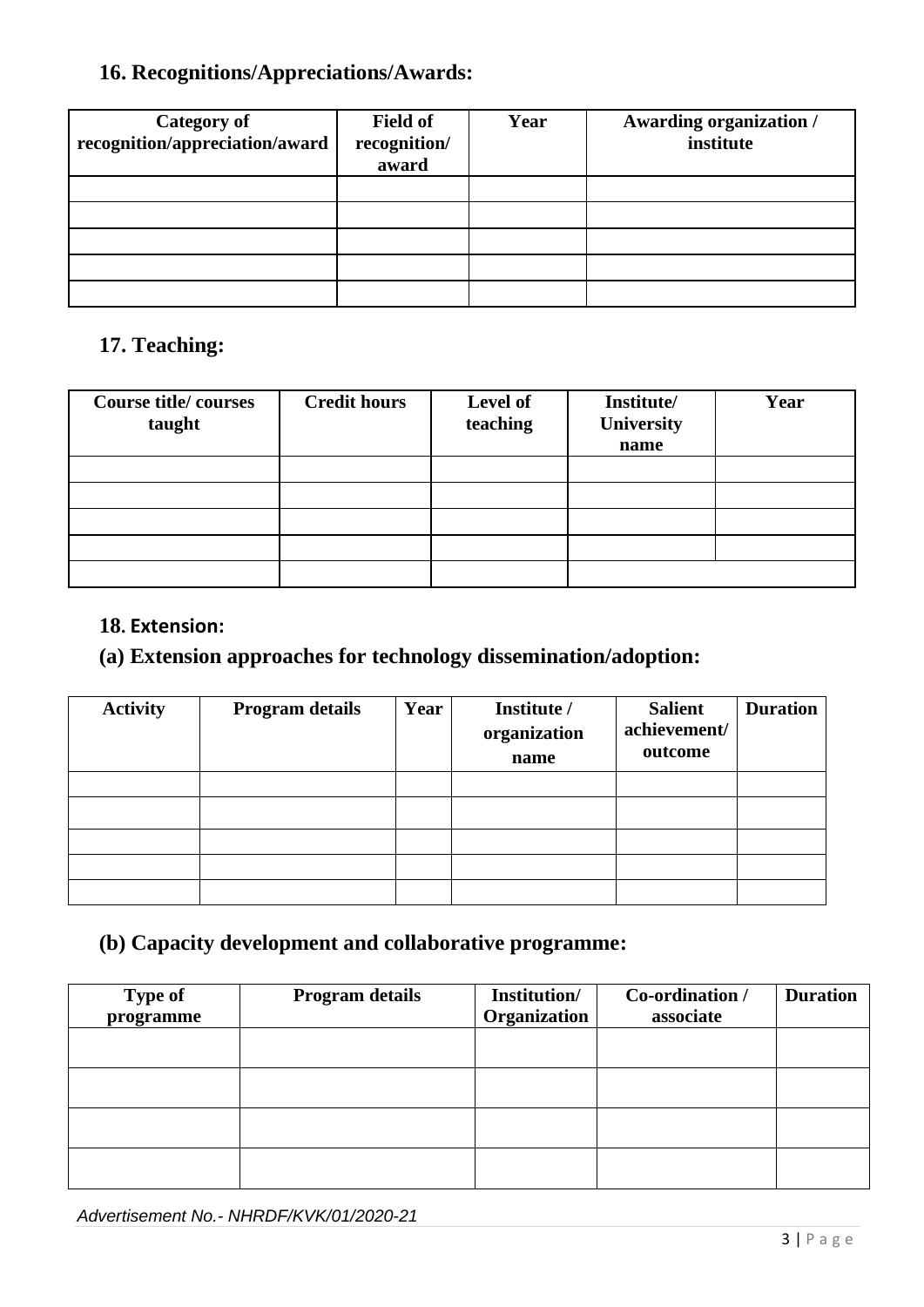## 16. Recognitions/Appreciations/Awards:

| Category of recognition/appreciation/award | Field of recognition/ award | Year | Awarding organization / institute |
|---|---|---|---|
| | | | |
| | | | |
| | | | |
| | | | |
| | | | |

## 17. Teaching:

| Course title/ courses taught | Credit hours | Level of teaching | Institute/ University name | Year |
|---|---|---|---|---|
| | | | | |
| | | | | |
| | | | | |
| | | | | |
| | | | | |

## 18. Extension:

### (a) Extension approaches for technology dissemination/adoption:

| Activity | Program details | Year | Institute / organization name | Salient achievement/ outcome | Duration |
|---|---|---|---|---|---|
| | | | | | |
| | | | | | |
| | | | | | |
| | | | | | |
| | | | | | |

### (b) Capacity development and collaborative programme:

| Type of programme | Program details | Institution/ Organization | Co-ordination / associate | Duration |
|---|---|---|---|---|
| | | | | |
| | | | | |
| | | | | |
| | | | | |

*Advertisement No.- NHRDF/KVK/01/2020-21*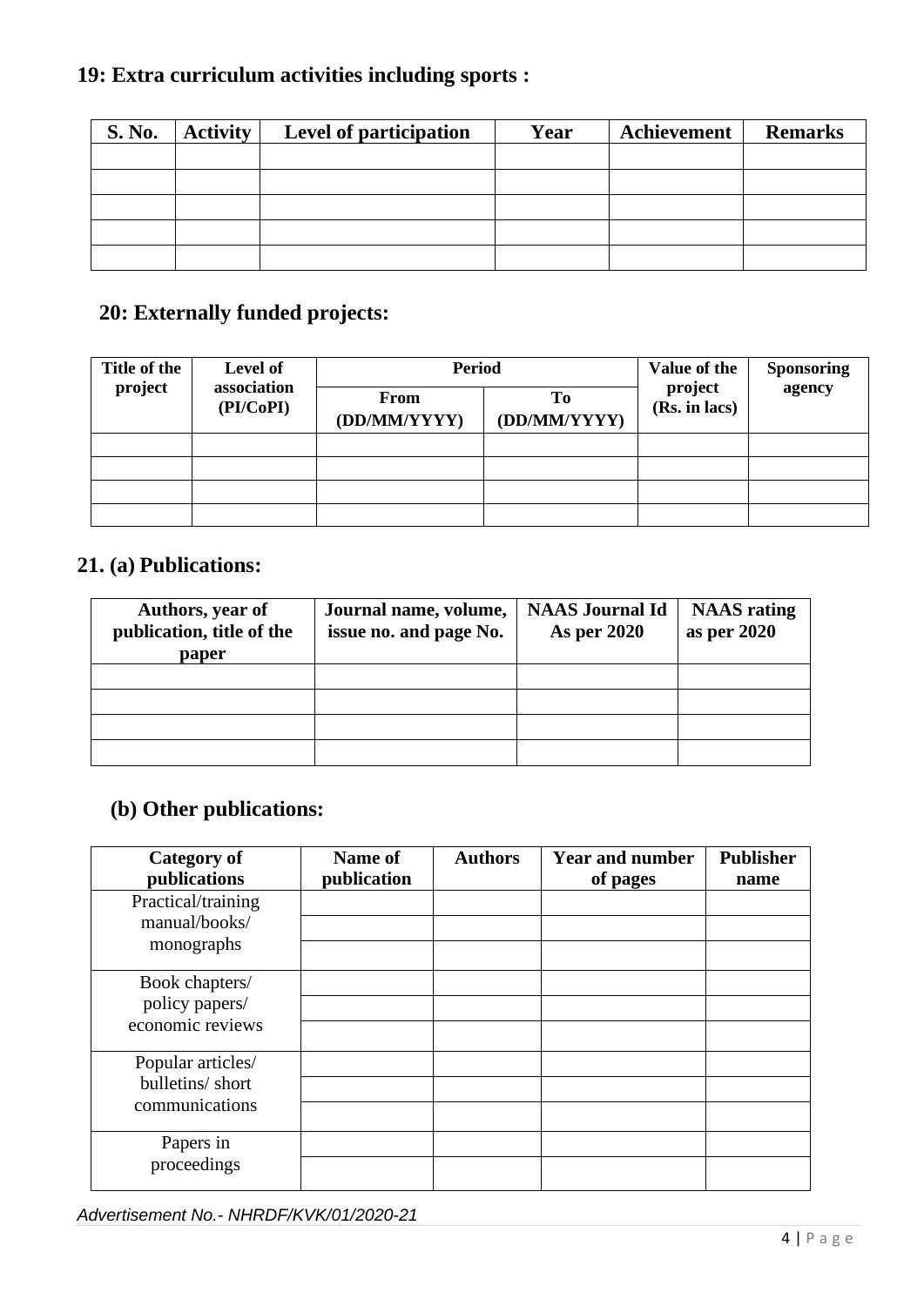## 19: Extra curriculum activities including sports :

| S. No. | Activity | Level of participation | Year | Achievement | Remarks |
|---|---|---|---|---|---|
| | | | | | |
| | | | | | |
| | | | | | |
| | | | | | |
| | | | | | |

## 20: Externally funded projects:

| Title of the project | Level of association (PI/CoPI) | Period | | Value of the project (Rs. in lacs) | Sponsoring agency |
|---|---|---|---|---|---|
| | | From (DD/MM/YYYY) | To (DD/MM/YYYY) | | |
| | | | | | |
| | | | | | |
| | | | | | |
| | | | | | |

## 21. (a) Publications:

| Authors, year of publication, title of the paper | Journal name, volume, issue no. and page No. | NAAS Journal Id As per 2020 | NAAS rating as per 2020 |
|---|---|---|---|
| | | | |
| | | | |
| | | | |
| | | | |

## (b) Other publications:

| Category of publications | Name of publication | Authors | Year and number of pages | Publisher name |
|---|---|---|---|---|
| Practical/training manual/books/ monographs | | | | |
| | | | | |
| | | | | |
| Book chapters/ policy papers/ economic reviews | | | | |
| | | | | |
| | | | | |
| Popular articles/ bulletins/ short communications | | | | |
| | | | | |
| | | | | |
| Papers in proceedings | | | | |
| | | | | |

*Advertisement No.- NHRDF/KVK/01/2020-21*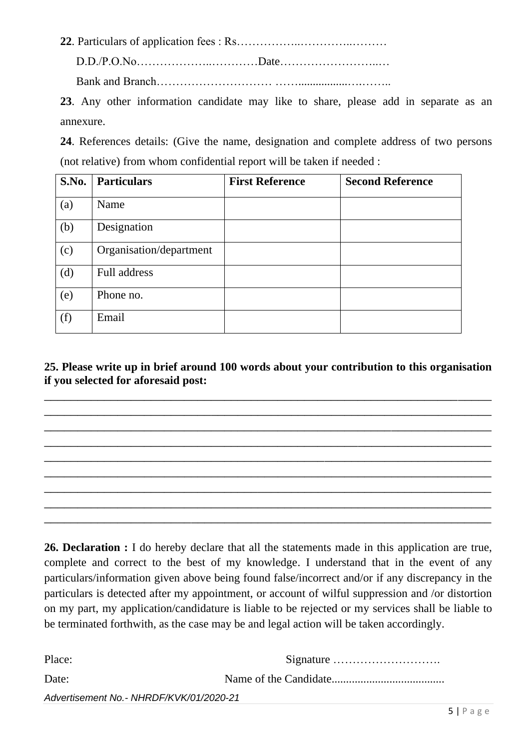**22**. Particulars of application fees : Rs……………..………..………

D.D./P.O.No……………..…………Date……………………..…

Bank and Branch………………………… ……................….……..

**23**. Any other information candidate may like to share, please add in separate as an annexure.

**24**. References details: (Give the name, designation and complete address of two persons (not relative) from whom confidential report will be taken if needed :

| **S.No.** | **Particulars** | **First Reference** | **Second Reference** |
|---|---|---|---|
| (a) | Name | | |
| (b) | Designation | | |
| (c) | Organisation/department | | |
| (d) | Full address | | |
| (e) | Phone no. | | |
| (f) | Email | | |

**25. Please write up in brief around 100 words about your contribution to this organisation if you selected for aforesaid post:**

______________________________________________________________________________
______________________________________________________________________________
______________________________________________________________________________
______________________________________________________________________________
______________________________________________________________________________
______________________________________________________________________________
______________________________________________________________________________
______________________________________________________________________________
______________________________________________________________________________

**26. Declaration :** I do hereby declare that all the statements made in this application are true, complete and correct to the best of my knowledge. I understand that in the event of any particulars/information given above being found false/incorrect and/or if any discrepancy in the particulars is detected after my appointment, or account of wilful suppression and /or distortion on my part, my application/candidature is liable to be rejected or my services shall be liable to be terminated forthwith, as the case may be and legal action will be taken accordingly.

Place: Signature ……………………….

Date: Name of the Candidate......................................

*Advertisement No.- NHRDF/KVK/01/2020-21*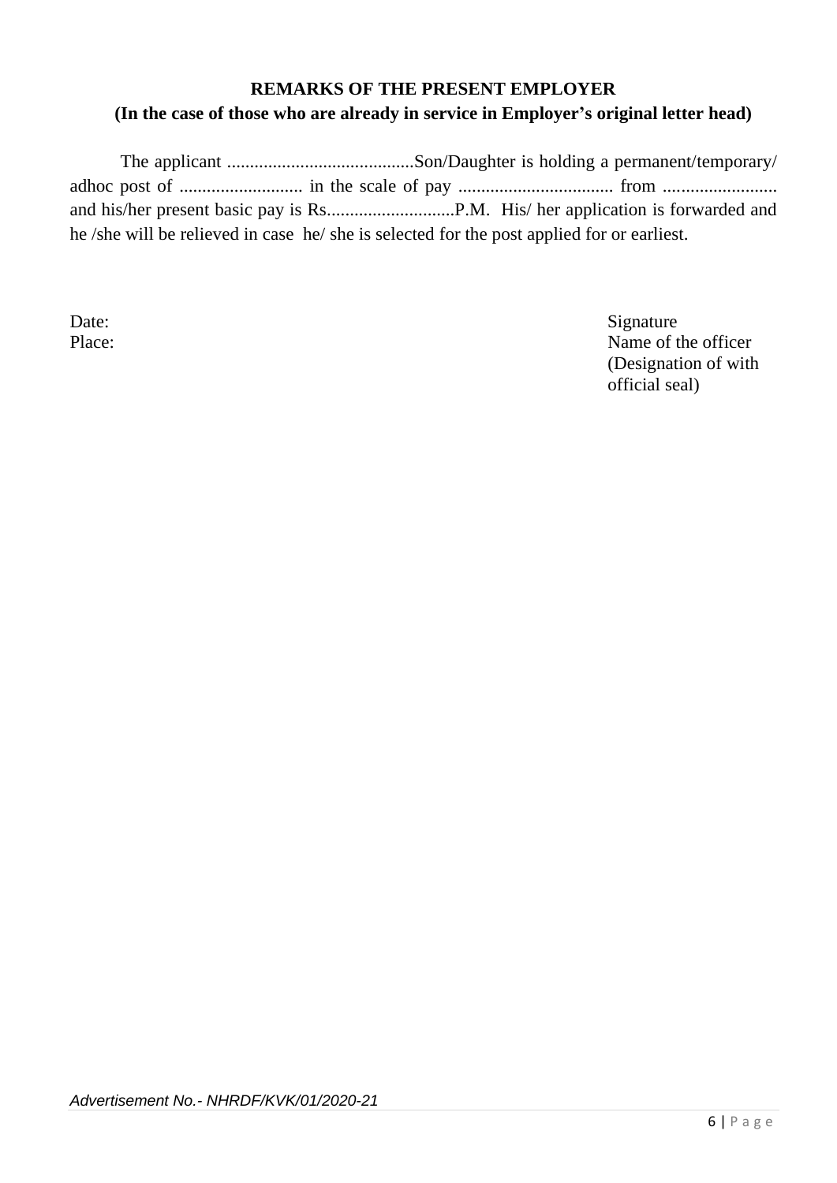**REMARKS OF THE PRESENT EMPLOYER**

**(In the case of those who are already in service in Employer's original letter head)**

The applicant .........................................Son/Daughter is holding a permanent/temporary/ adhoc post of ........................... in the scale of pay .................................. from ......................... and his/her present basic pay is Rs............................P.M. His/ her application is forwarded and he /she will be relieved in case he/ she is selected for the post applied for or earliest.

Date:

Place:

Signature

Name of the officer

(Designation of with official seal)

*Advertisement No.- NHRDF/KVK/01/2020-21*